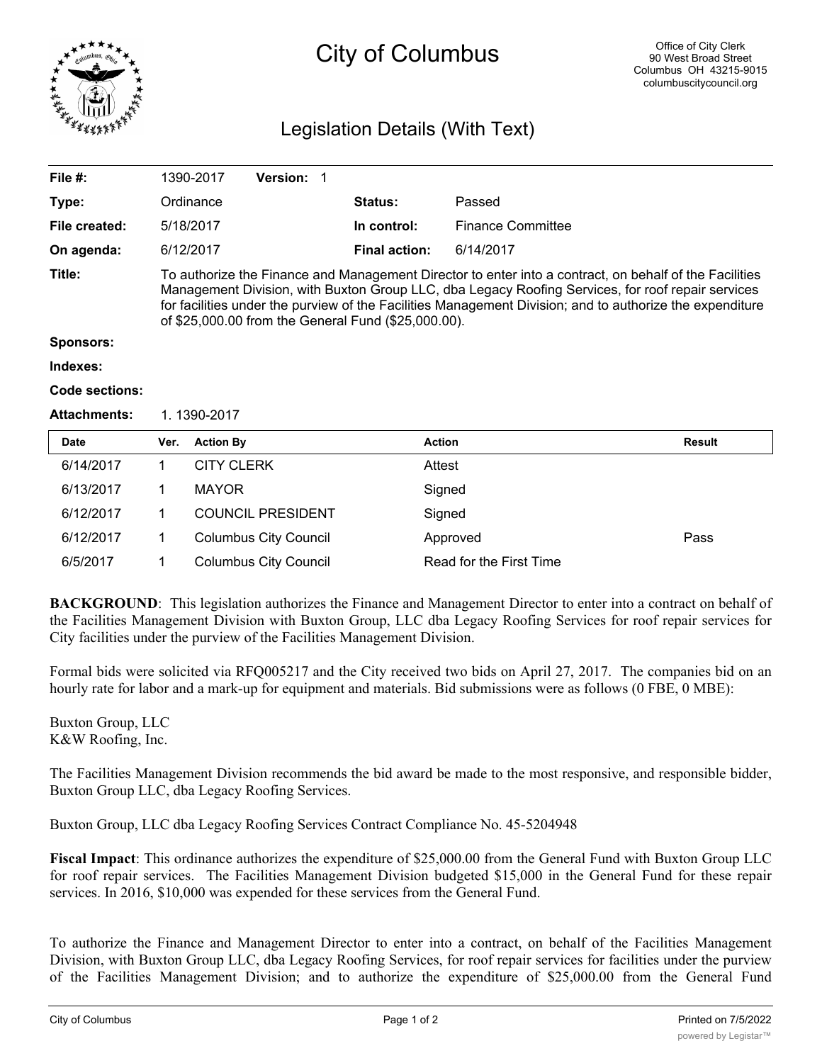# City of Columbus

Office of City Clerk
90 West Broad Street
Columbus OH 43215-9015
columbuscitycouncil.org

## Legislation Details (With Text)

| | | | |
|---|---|---|---|
| **File #:** | 1390-2017 **Version:** 1 | | |
| **Type:** | Ordinance | **Status:** | Passed |
| **File created:** | 5/18/2017 | **In control:** | Finance Committee |
| **On agenda:** | 6/12/2017 | **Final action:** | 6/14/2017 |

**Title:** To authorize the Finance and Management Director to enter into a contract, on behalf of the Facilities Management Division, with Buxton Group LLC, dba Legacy Roofing Services, for roof repair services for facilities under the purview of the Facilities Management Division; and to authorize the expenditure of $25,000.00 from the General Fund ($25,000.00).

**Sponsors:**

**Indexes:**

**Code sections:**

**Attachments:** 1. 1390-2017

| Date | Ver. | Action By | Action | Result |
|---|---|---|---|---|
| 6/14/2017 | 1 | CITY CLERK | Attest | |
| 6/13/2017 | 1 | MAYOR | Signed | |
| 6/12/2017 | 1 | COUNCIL PRESIDENT | Signed | |
| 6/12/2017 | 1 | Columbus City Council | Approved | Pass |
| 6/5/2017 | 1 | Columbus City Council | Read for the First Time | |

**BACKGROUND**: This legislation authorizes the Finance and Management Director to enter into a contract on behalf of the Facilities Management Division with Buxton Group, LLC dba Legacy Roofing Services for roof repair services for City facilities under the purview of the Facilities Management Division.

Formal bids were solicited via RFQ005217 and the City received two bids on April 27, 2017. The companies bid on an hourly rate for labor and a mark-up for equipment and materials. Bid submissions were as follows (0 FBE, 0 MBE):

Buxton Group, LLC
K&W Roofing, Inc.

The Facilities Management Division recommends the bid award be made to the most responsive, and responsible bidder, Buxton Group LLC, dba Legacy Roofing Services.

Buxton Group, LLC dba Legacy Roofing Services Contract Compliance No. 45-5204948

**Fiscal Impact**: This ordinance authorizes the expenditure of $25,000.00 from the General Fund with Buxton Group LLC for roof repair services. The Facilities Management Division budgeted $15,000 in the General Fund for these repair services. In 2016, $10,000 was expended for these services from the General Fund.

To authorize the Finance and Management Director to enter into a contract, on behalf of the Facilities Management Division, with Buxton Group LLC, dba Legacy Roofing Services, for roof repair services for facilities under the purview of the Facilities Management Division; and to authorize the expenditure of $25,000.00 from the General Fund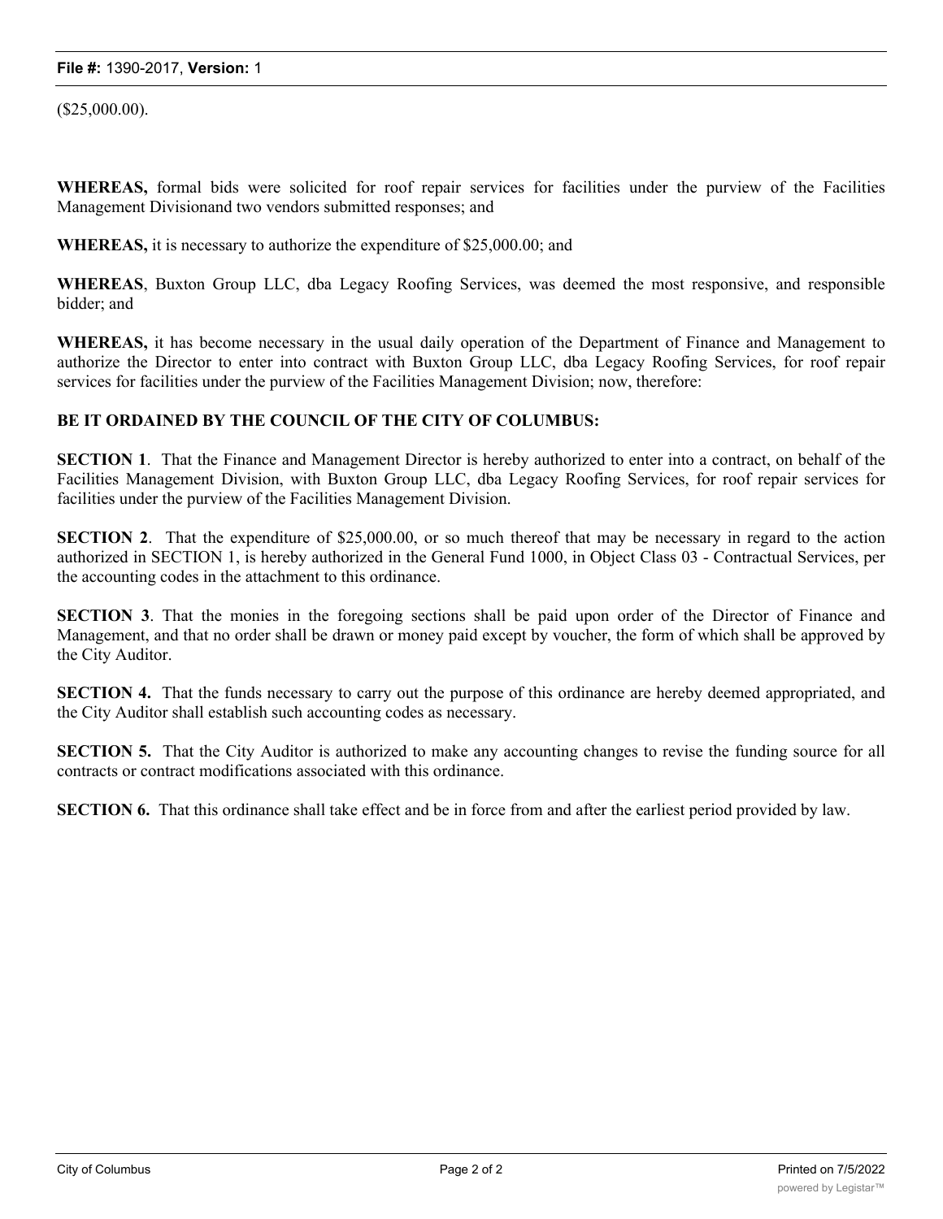($25,000.00).

**WHEREAS,** formal bids were solicited for roof repair services for facilities under the purview of the Facilities Management Divisionand two vendors submitted responses; and

**WHEREAS,** it is necessary to authorize the expenditure of $25,000.00; and

**WHEREAS**, Buxton Group LLC, dba Legacy Roofing Services, was deemed the most responsive, and responsible bidder; and

**WHEREAS,** it has become necessary in the usual daily operation of the Department of Finance and Management to authorize the Director to enter into contract with Buxton Group LLC, dba Legacy Roofing Services, for roof repair services for facilities under the purview of the Facilities Management Division; now, therefore:

**BE IT ORDAINED BY THE COUNCIL OF THE CITY OF COLUMBUS:**

**SECTION 1**. That the Finance and Management Director is hereby authorized to enter into a contract, on behalf of the Facilities Management Division, with Buxton Group LLC, dba Legacy Roofing Services, for roof repair services for facilities under the purview of the Facilities Management Division.

**SECTION 2**. That the expenditure of $25,000.00, or so much thereof that may be necessary in regard to the action authorized in SECTION 1, is hereby authorized in the General Fund 1000, in Object Class 03 - Contractual Services, per the accounting codes in the attachment to this ordinance.

**SECTION 3**. That the monies in the foregoing sections shall be paid upon order of the Director of Finance and Management, and that no order shall be drawn or money paid except by voucher, the form of which shall be approved by the City Auditor.

**SECTION 4.** That the funds necessary to carry out the purpose of this ordinance are hereby deemed appropriated, and the City Auditor shall establish such accounting codes as necessary.

**SECTION 5.** That the City Auditor is authorized to make any accounting changes to revise the funding source for all contracts or contract modifications associated with this ordinance.

**SECTION 6.** That this ordinance shall take effect and be in force from and after the earliest period provided by law.